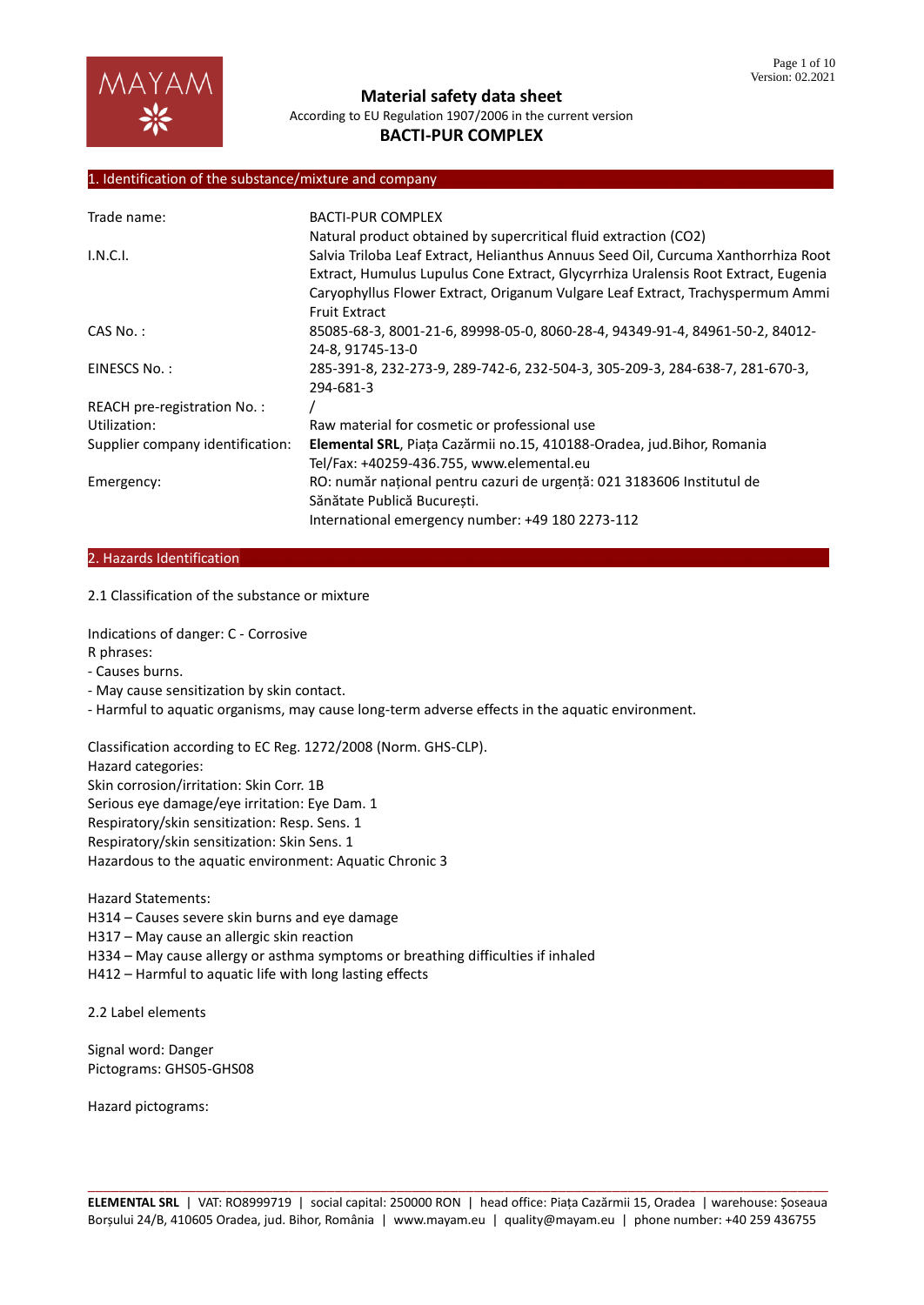# Material safety data sheet

According to EU Regulation 1907/2006 in the current version

## BACTI-PUR COMPLEX

## 1. Identification of the substance/mixture and company

| | |
|---|---|
| Trade name: | BACTI-PUR COMPLEX<br>Natural product obtained by supercritical fluid extraction ($CO_2$) |
| I.N.C.I. | Salvia Triloba Leaf Extract, Helianthus Annuus Seed Oil, Curcuma Xanthorrhiza Root Extract, Humulus Lupulus Cone Extract, Glycyrrhiza Uralensis Root Extract, Eugenia Caryophyllus Flower Extract, Origanum Vulgare Leaf Extract, Trachyspermum Ammi Fruit Extract |
| CAS No. : | 85085-68-3, 8001-21-6, 89998-05-0, 8060-28-4, 94349-91-4, 84961-50-2, 84012-24-8, 91745-13-0 |
| EINESCS No. : | 285-391-8, 232-273-9, 289-742-6, 232-504-3, 305-209-3, 284-638-7, 281-670-3, 294-681-3 |
| REACH pre-registration No. : | / |
| Utilization: | Raw material for cosmetic or professional use |
| Supplier company identification: | **Elemental SRL**, Piața Cazărmii no.15, 410188-Oradea, jud.Bihor, Romania<br>Tel/Fax: +40259-436.755, www.elemental.eu |
| Emergency: | RO: număr național pentru cazuri de urgență: 021 3183606 Institutul de Sănătate Publică București.<br>International emergency number: +49 180 2273-112 |

## 2. Hazards Identification

2.1 Classification of the substance or mixture

Indications of danger: C - Corrosive

R phrases:

- Causes burns.
- May cause sensitization by skin contact.
- Harmful to aquatic organisms, may cause long-term adverse effects in the aquatic environment.

Classification according to EC Reg. 1272/2008 (Norm. GHS-CLP).

Hazard categories:

Skin corrosion/irritation: Skin Corr. 1B

Serious eye damage/eye irritation: Eye Dam. 1

Respiratory/skin sensitization: Resp. Sens. 1

Respiratory/skin sensitization: Skin Sens. 1

Hazardous to the aquatic environment: Aquatic Chronic 3

Hazard Statements:

H314 – Causes severe skin burns and eye damage

H317 – May cause an allergic skin reaction

H334 – May cause allergy or asthma symptoms or breathing difficulties if inhaled

H412 – Harmful to aquatic life with long lasting effects

2.2 Label elements

Signal word: Danger

Pictograms: GHS05-GHS08

Hazard pictograms: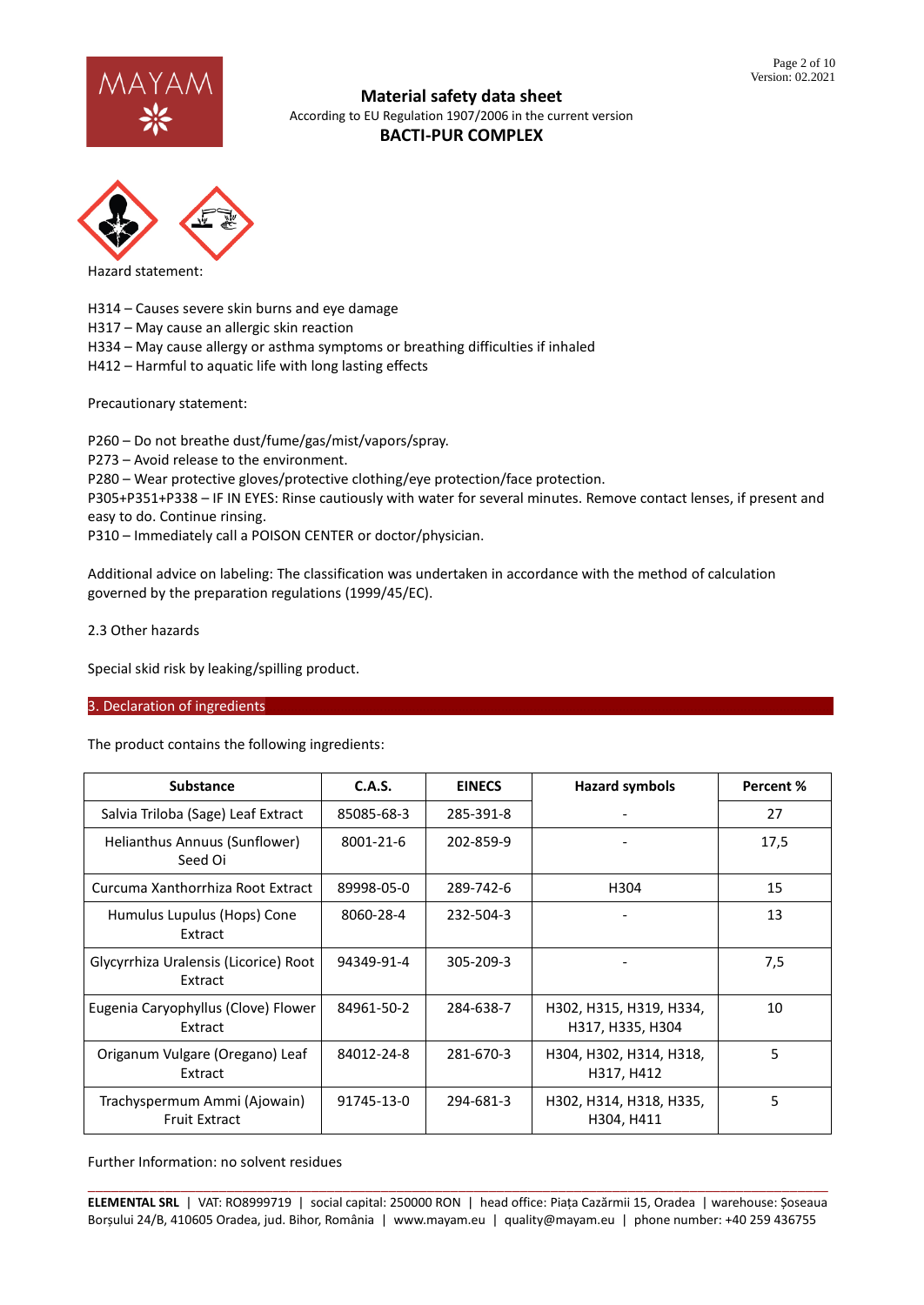Hazard statement:

H314 – Causes severe skin burns and eye damage
H317 – May cause an allergic skin reaction
H334 – May cause allergy or asthma symptoms or breathing difficulties if inhaled
H412 – Harmful to aquatic life with long lasting effects

Precautionary statement:

P260 – Do not breathe dust/fume/gas/mist/vapors/spray.
P273 – Avoid release to the environment.
P280 – Wear protective gloves/protective clothing/eye protection/face protection.
P305+P351+P338 – IF IN EYES: Rinse cautiously with water for several minutes. Remove contact lenses, if present and easy to do. Continue rinsing.
P310 – Immediately call a POISON CENTER or doctor/physician.

Additional advice on labeling: The classification was undertaken in accordance with the method of calculation governed by the preparation regulations (1999/45/EC).

2.3 Other hazards

Special skid risk by leaking/spilling product.

## 3. Declaration of ingredients

The product contains the following ingredients:

| Substance | C.A.S. | EINECS | Hazard symbols | Percent % |
|---|---|---|---|---|
| Salvia Triloba (Sage) Leaf Extract | 85085-68-3 | 285-391-8 | - | 27 |
| Helianthus Annuus (Sunflower) Seed Oi | 8001-21-6 | 202-859-9 | - | 17,5 |
| Curcuma Xanthorrhiza Root Extract | 89998-05-0 | 289-742-6 | H304 | 15 |
| Humulus Lupulus (Hops) Cone Extract | 8060-28-4 | 232-504-3 | - | 13 |
| Glycyrrhiza Uralensis (Licorice) Root Extract | 94349-91-4 | 305-209-3 | - | 7,5 |
| Eugenia Caryophyllus (Clove) Flower Extract | 84961-50-2 | 284-638-7 | H302, H315, H319, H334, H317, H335, H304 | 10 |
| Origanum Vulgare (Oregano) Leaf Extract | 84012-24-8 | 281-670-3 | H304, H302, H314, H318, H317, H412 | 5 |
| Trachyspermum Ammi (Ajowain) Fruit Extract | 91745-13-0 | 294-681-3 | H302, H314, H318, H335, H304, H411 | 5 |

Further Information: no solvent residues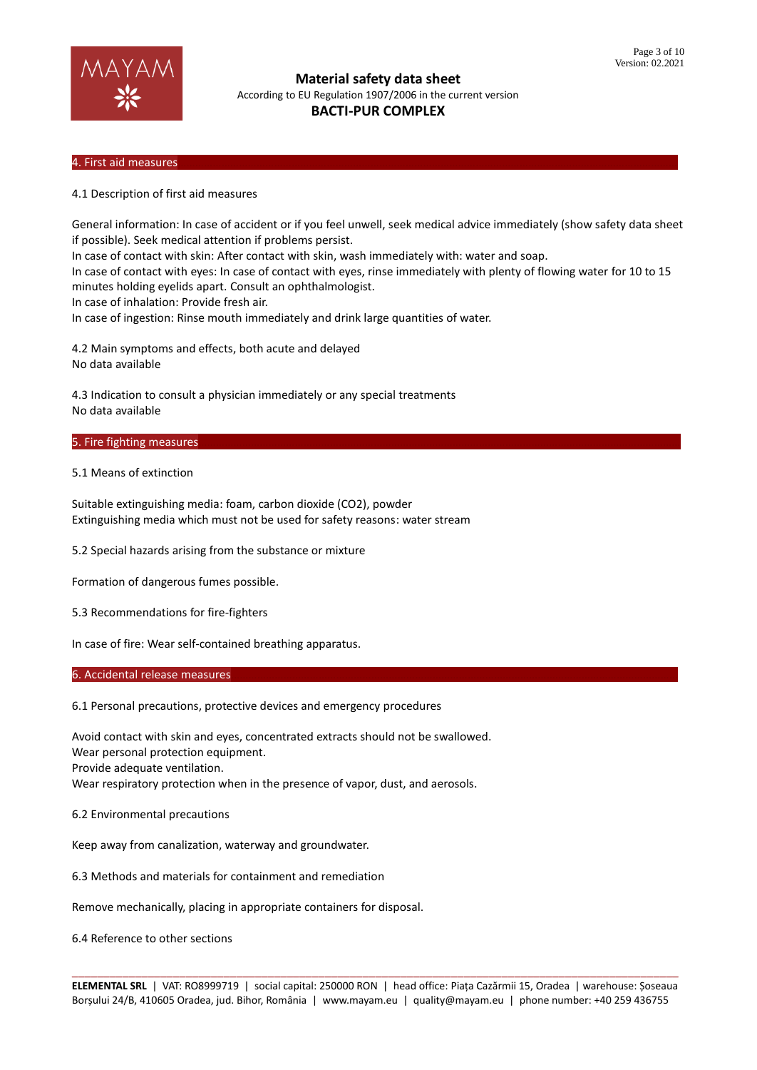## 4. First aid measures

4.1 Description of first aid measures

General information: In case of accident or if you feel unwell, seek medical advice immediately (show safety data sheet if possible). Seek medical attention if problems persist.
In case of contact with skin: After contact with skin, wash immediately with: water and soap.
In case of contact with eyes: In case of contact with eyes, rinse immediately with plenty of flowing water for 10 to 15 minutes holding eyelids apart. Consult an ophthalmologist.
In case of inhalation: Provide fresh air.
In case of ingestion: Rinse mouth immediately and drink large quantities of water.

4.2 Main symptoms and effects, both acute and delayed
No data available

4.3 Indication to consult a physician immediately or any special treatments
No data available

## 5. Fire fighting measures

5.1 Means of extinction

Suitable extinguishing media: foam, carbon dioxide ($CO_2$), powder
Extinguishing media which must not be used for safety reasons: water stream

5.2 Special hazards arising from the substance or mixture

Formation of dangerous fumes possible.

5.3 Recommendations for fire-fighters

In case of fire: Wear self-contained breathing apparatus.

## 6. Accidental release measures

6.1 Personal precautions, protective devices and emergency procedures

Avoid contact with skin and eyes, concentrated extracts should not be swallowed.
Wear personal protection equipment.
Provide adequate ventilation.
Wear respiratory protection when in the presence of vapor, dust, and aerosols.

6.2 Environmental precautions

Keep away from canalization, waterway and groundwater.

6.3 Methods and materials for containment and remediation

Remove mechanically, placing in appropriate containers for disposal.

6.4 Reference to other sections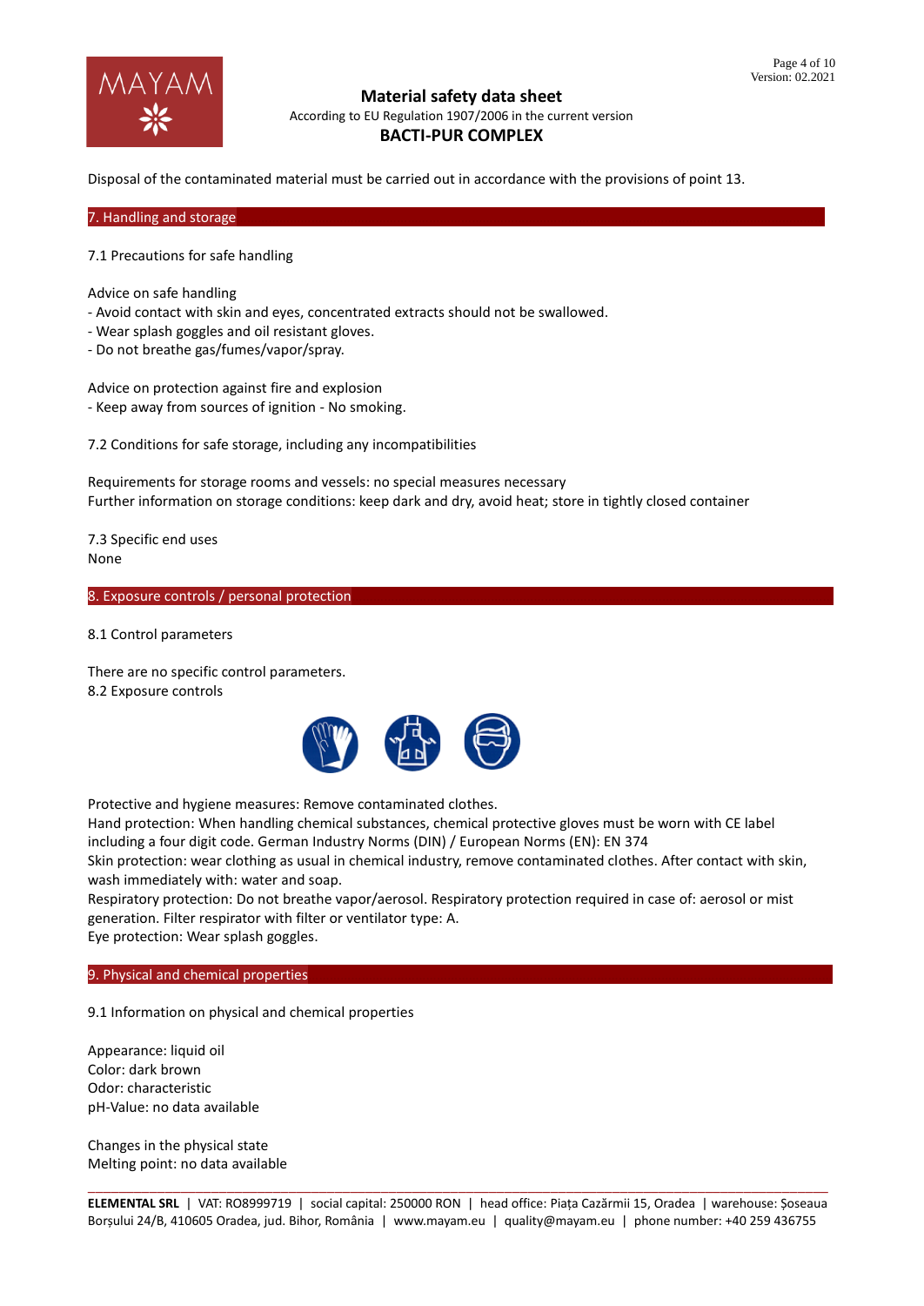Disposal of the contaminated material must be carried out in accordance with the provisions of point 13.

## 7. Handling and storage

7.1 Precautions for safe handling

Advice on safe handling
- Avoid contact with skin and eyes, concentrated extracts should not be swallowed.
- Wear splash goggles and oil resistant gloves.
- Do not breathe gas/fumes/vapor/spray.

Advice on protection against fire and explosion
- Keep away from sources of ignition - No smoking.

7.2 Conditions for safe storage, including any incompatibilities

Requirements for storage rooms and vessels: no special measures necessary
Further information on storage conditions: keep dark and dry, avoid heat; store in tightly closed container

7.3 Specific end uses
None

## 8. Exposure controls / personal protection

8.1 Control parameters

There are no specific control parameters.
8.2 Exposure controls

Protective and hygiene measures: Remove contaminated clothes.
Hand protection: When handling chemical substances, chemical protective gloves must be worn with CE label including a four digit code. German Industry Norms (DIN) / European Norms (EN): EN 374
Skin protection: wear clothing as usual in chemical industry, remove contaminated clothes. After contact with skin, wash immediately with: water and soap.
Respiratory protection: Do not breathe vapor/aerosol. Respiratory protection required in case of: aerosol or mist generation. Filter respirator with filter or ventilator type: A.
Eye protection: Wear splash goggles.

## 9. Physical and chemical properties

9.1 Information on physical and chemical properties

Appearance: liquid oil
Color: dark brown
Odor: characteristic
pH-Value: no data available

Changes in the physical state
Melting point: no data available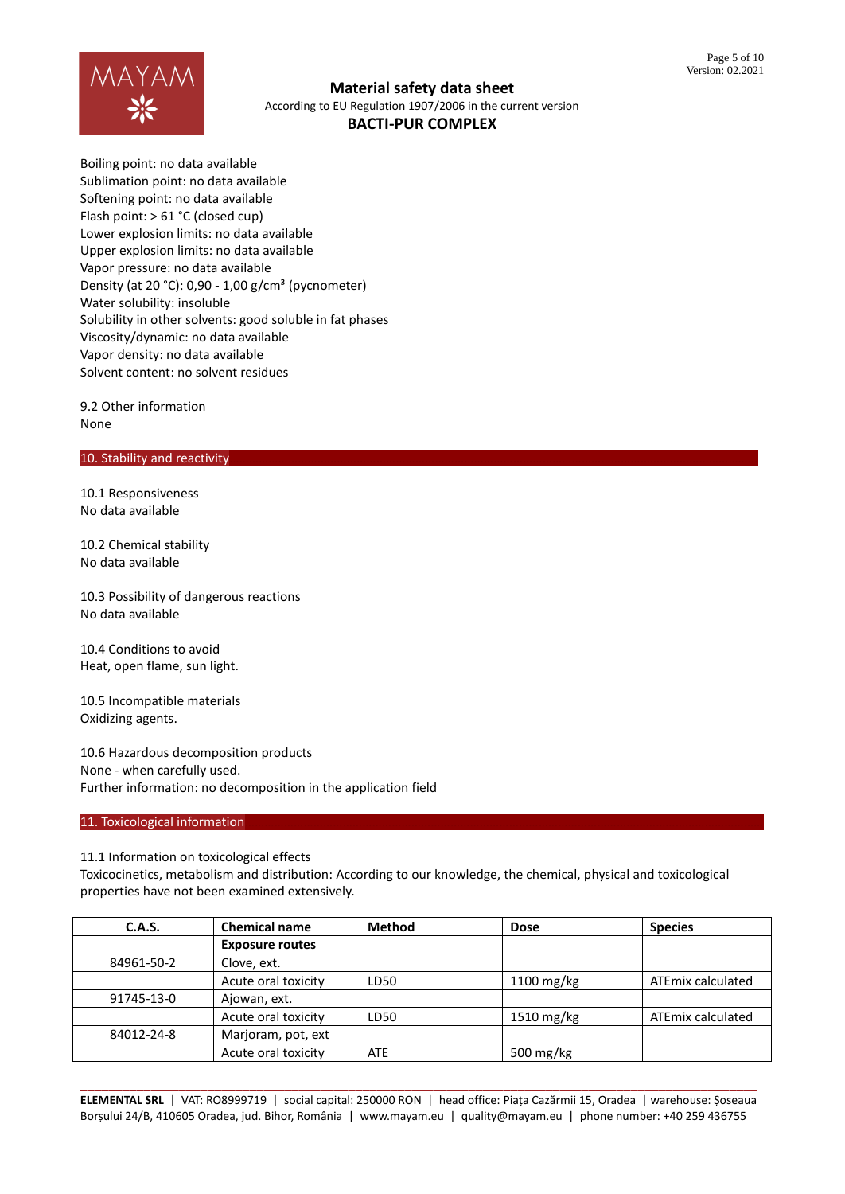Boiling point: no data available
Sublimation point: no data available
Softening point: no data available
Flash point: > 61 °C (closed cup)
Lower explosion limits: no data available
Upper explosion limits: no data available
Vapor pressure: no data available
Density (at 20 °C): 0,90 - 1,00 g/cm³ (pycnometer)
Water solubility: insoluble
Solubility in other solvents: good soluble in fat phases
Viscosity/dynamic: no data available
Vapor density: no data available
Solvent content: no solvent residues

9.2 Other information
None

## 10. Stability and reactivity

10.1 Responsiveness
No data available

10.2 Chemical stability
No data available

10.3 Possibility of dangerous reactions
No data available

10.4 Conditions to avoid
Heat, open flame, sun light.

10.5 Incompatible materials
Oxidizing agents.

10.6 Hazardous decomposition products
None - when carefully used.
Further information: no decomposition in the application field

## 11. Toxicological information

11.1 Information on toxicological effects
Toxicocinetics, metabolism and distribution: According to our knowledge, the chemical, physical and toxicological properties have not been examined extensively.

| C.A.S. | Chemical name | Method | Dose | Species |
|---|---|---|---|---|
| | **Exposure routes** | | | |
| 84961-50-2 | Clove, ext. | | | |
| | Acute oral toxicity | LD50 | 1100 mg/kg | ATEmix calculated |
| 91745-13-0 | Ajowan, ext. | | | |
| | Acute oral toxicity | LD50 | 1510 mg/kg | ATEmix calculated |
| 84012-24-8 | Marjoram, pot, ext | | | |
| | Acute oral toxicity | ATE | 500 mg/kg | |

**ELEMENTAL SRL** | VAT: RO8999719 | social capital: 250000 RON | head office: Piața Cazărmii 15, Oradea | warehouse: Șoseaua Borșului 24/B, 410605 Oradea, jud. Bihor, România | www.mayam.eu | quality@mayam.eu | phone number: +40 259 436755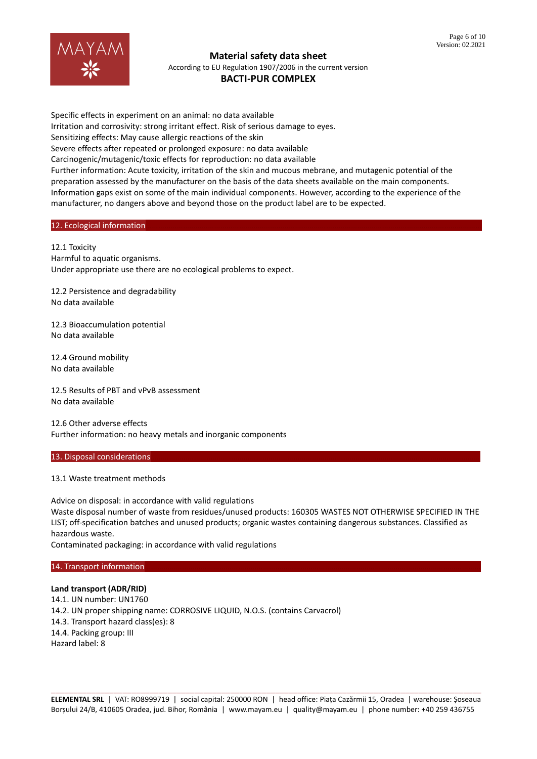Specific effects in experiment on an animal: no data available
Irritation and corrosivity: strong irritant effect. Risk of serious damage to eyes.
Sensitizing effects: May cause allergic reactions of the skin
Severe effects after repeated or prolonged exposure: no data available
Carcinogenic/mutagenic/toxic effects for reproduction: no data available
Further information: Acute toxicity, irritation of the skin and mucous mebrane, and mutagenic potential of the preparation assessed by the manufacturer on the basis of the data sheets available on the main components. Information gaps exist on some of the main individual components. However, according to the experience of the manufacturer, no dangers above and beyond those on the product label are to be expected.

## 12. Ecological information

12.1 Toxicity
Harmful to aquatic organisms.
Under appropriate use there are no ecological problems to expect.

12.2 Persistence and degradability
No data available

12.3 Bioaccumulation potential
No data available

12.4 Ground mobility
No data available

12.5 Results of PBT and vPvB assessment
No data available

12.6 Other adverse effects
Further information: no heavy metals and inorganic components

## 13. Disposal considerations

13.1 Waste treatment methods

Advice on disposal: in accordance with valid regulations
Waste disposal number of waste from residues/unused products: 160305 WASTES NOT OTHERWISE SPECIFIED IN THE LIST; off-specification batches and unused products; organic wastes containing dangerous substances. Classified as hazardous waste.
Contaminated packaging: in accordance with valid regulations

## 14. Transport information

**Land transport (ADR/RID)**
14.1. UN number: UN1760
14.2. UN proper shipping name: CORROSIVE LIQUID, N.O.S. (contains Carvacrol)
14.3. Transport hazard class(es): 8
14.4. Packing group: III
Hazard label: 8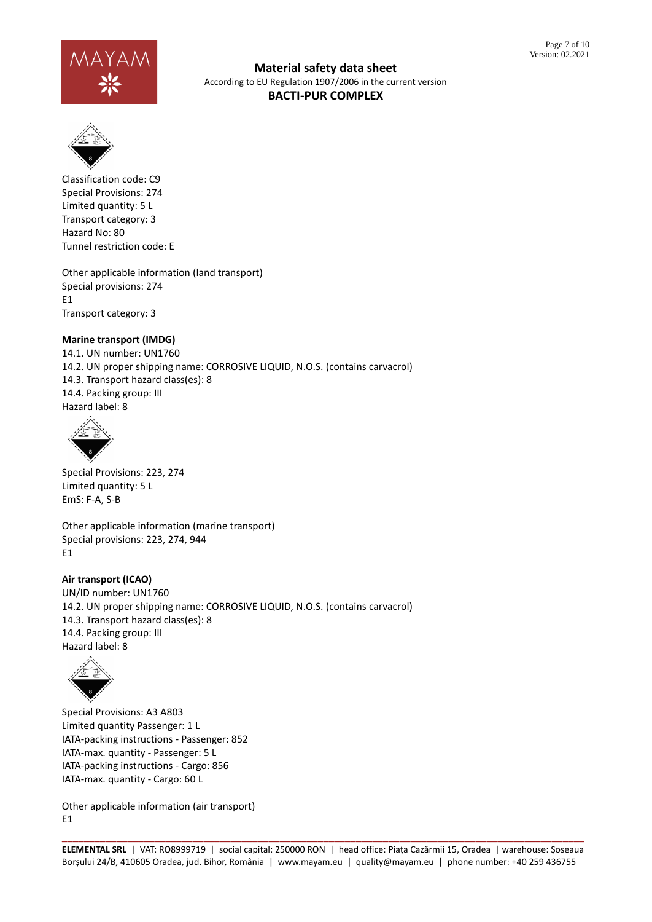Classification code: C9
Special Provisions: 274
Limited quantity: 5 L
Transport category: 3
Hazard No: 80
Tunnel restriction code: E

Other applicable information (land transport)
Special provisions: 274
E1
Transport category: 3

**Marine transport (IMDG)**

14.1. UN number: UN1760
14.2. UN proper shipping name: CORROSIVE LIQUID, N.O.S. (contains carvacrol)
14.3. Transport hazard class(es): 8
14.4. Packing group: III
Hazard label: 8

Special Provisions: 223, 274
Limited quantity: 5 L
EmS: F-A, S-B

Other applicable information (marine transport)
Special provisions: 223, 274, 944
E1

**Air transport (ICAO)**

UN/ID number: UN1760
14.2. UN proper shipping name: CORROSIVE LIQUID, N.O.S. (contains carvacrol)
14.3. Transport hazard class(es): 8
14.4. Packing group: III
Hazard label: 8

Special Provisions: A3 A803
Limited quantity Passenger: 1 L
IATA-packing instructions - Passenger: 852
IATA-max. quantity - Passenger: 5 L
IATA-packing instructions - Cargo: 856
IATA-max. quantity - Cargo: 60 L

Other applicable information (air transport)
E1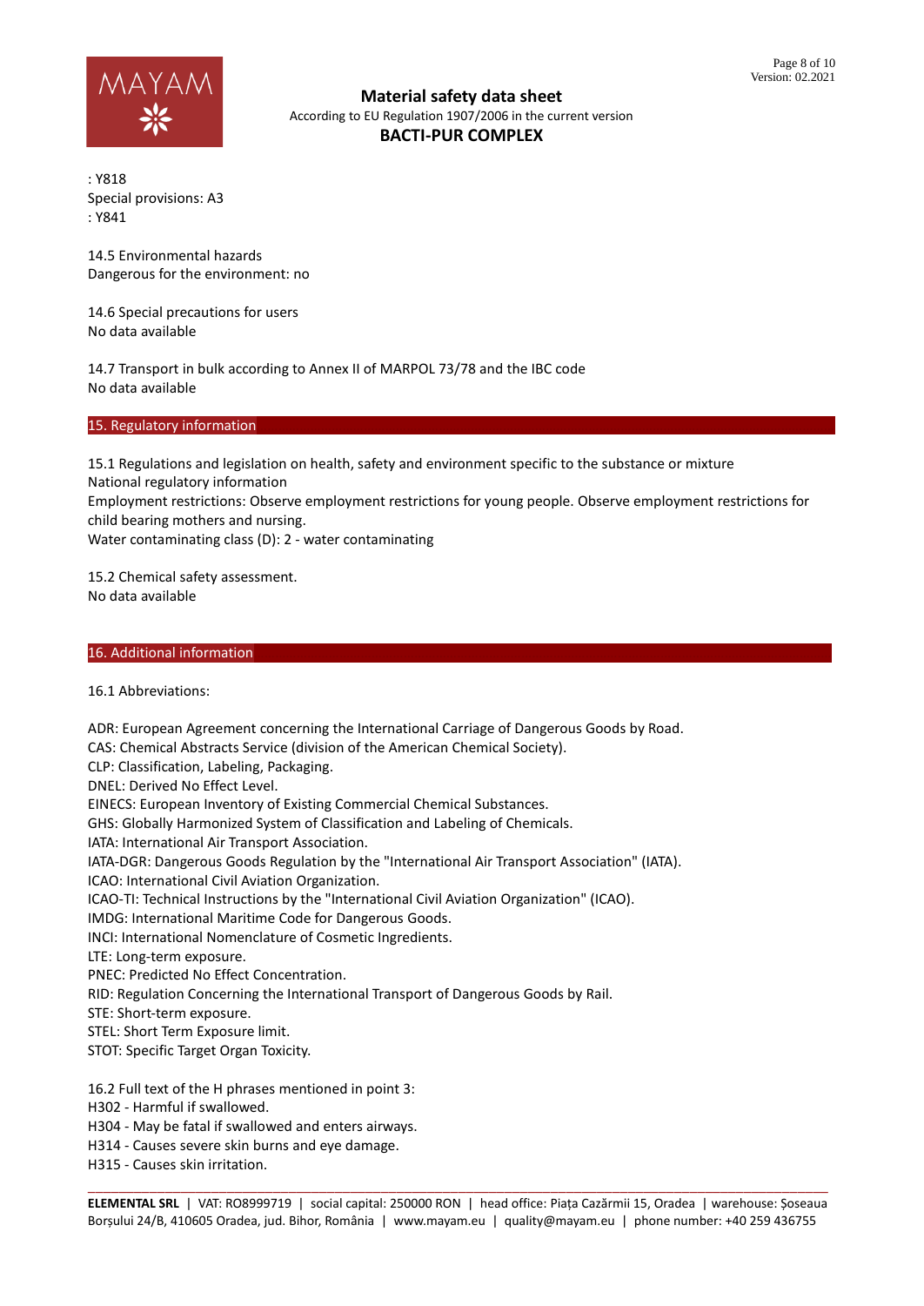: Y818
Special provisions: A3
: Y841

14.5 Environmental hazards
Dangerous for the environment: no

14.6 Special precautions for users
No data available

14.7 Transport in bulk according to Annex II of MARPOL 73/78 and the IBC code
No data available

## 15. Regulatory information

15.1 Regulations and legislation on health, safety and environment specific to the substance or mixture
National regulatory information
Employment restrictions: Observe employment restrictions for young people. Observe employment restrictions for child bearing mothers and nursing.
Water contaminating class (D): 2 - water contaminating

15.2 Chemical safety assessment.
No data available

## 16. Additional information

16.1 Abbreviations:

ADR: European Agreement concerning the International Carriage of Dangerous Goods by Road.
CAS: Chemical Abstracts Service (division of the American Chemical Society).
CLP: Classification, Labeling, Packaging.
DNEL: Derived No Effect Level.
EINECS: European Inventory of Existing Commercial Chemical Substances.
GHS: Globally Harmonized System of Classification and Labeling of Chemicals.
IATA: International Air Transport Association.
IATA-DGR: Dangerous Goods Regulation by the "International Air Transport Association" (IATA).
ICAO: International Civil Aviation Organization.
ICAO-TI: Technical Instructions by the "International Civil Aviation Organization" (ICAO).
IMDG: International Maritime Code for Dangerous Goods.
INCI: International Nomenclature of Cosmetic Ingredients.
LTE: Long-term exposure.
PNEC: Predicted No Effect Concentration.
RID: Regulation Concerning the International Transport of Dangerous Goods by Rail.
STE: Short-term exposure.
STEL: Short Term Exposure limit.
STOT: Specific Target Organ Toxicity.

16.2 Full text of the H phrases mentioned in point 3:
H302 - Harmful if swallowed.
H304 - May be fatal if swallowed and enters airways.
H314 - Causes severe skin burns and eye damage.
H315 - Causes skin irritation.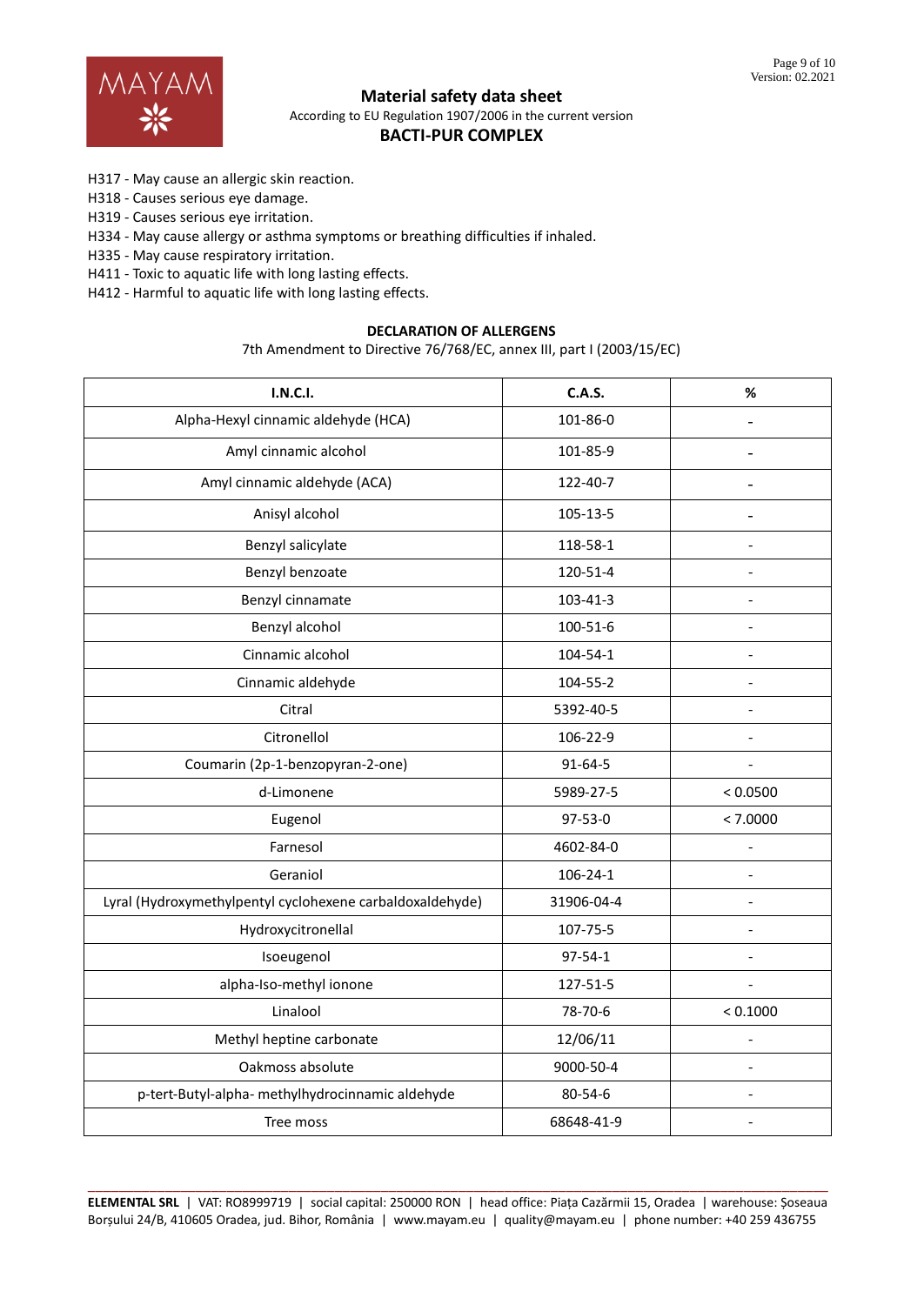H317 - May cause an allergic skin reaction.
H318 - Causes serious eye damage.
H319 - Causes serious eye irritation.
H334 - May cause allergy or asthma symptoms or breathing difficulties if inhaled.
H335 - May cause respiratory irritation.
H411 - Toxic to aquatic life with long lasting effects.
H412 - Harmful to aquatic life with long lasting effects.

**DECLARATION OF ALLERGENS**

7th Amendment to Directive 76/768/EC, annex III, part I (2003/15/EC)

| I.N.C.I. | C.A.S. | % |
|---|---|---|
| Alpha-Hexyl cinnamic aldehyde (HCA) | 101-86-0 | - |
| Amyl cinnamic alcohol | 101-85-9 | - |
| Amyl cinnamic aldehyde (ACA) | 122-40-7 | - |
| Anisyl alcohol | 105-13-5 | - |
| Benzyl salicylate | 118-58-1 | - |
| Benzyl benzoate | 120-51-4 | - |
| Benzyl cinnamate | 103-41-3 | - |
| Benzyl alcohol | 100-51-6 | - |
| Cinnamic alcohol | 104-54-1 | - |
| Cinnamic aldehyde | 104-55-2 | - |
| Citral | 5392-40-5 | - |
| Citronellol | 106-22-9 | - |
| Coumarin (2p-1-benzopyran-2-one) | 91-64-5 | - |
| d-Limonene | 5989-27-5 | < 0.0500 |
| Eugenol | 97-53-0 | < 7.0000 |
| Farnesol | 4602-84-0 | - |
| Geraniol | 106-24-1 | - |
| Lyral (Hydroxymethylpentyl cyclohexene carbaldoxaldehyde) | 31906-04-4 | - |
| Hydroxycitronellal | 107-75-5 | - |
| Isoeugenol | 97-54-1 | - |
| alpha-Iso-methyl ionone | 127-51-5 | - |
| Linalool | 78-70-6 | < 0.1000 |
| Methyl heptine carbonate | 12/06/11 | - |
| Oakmoss absolute | 9000-50-4 | - |
| p-tert-Butyl-alpha- methylhydrocinnamic aldehyde | 80-54-6 | - |
| Tree moss | 68648-41-9 | - |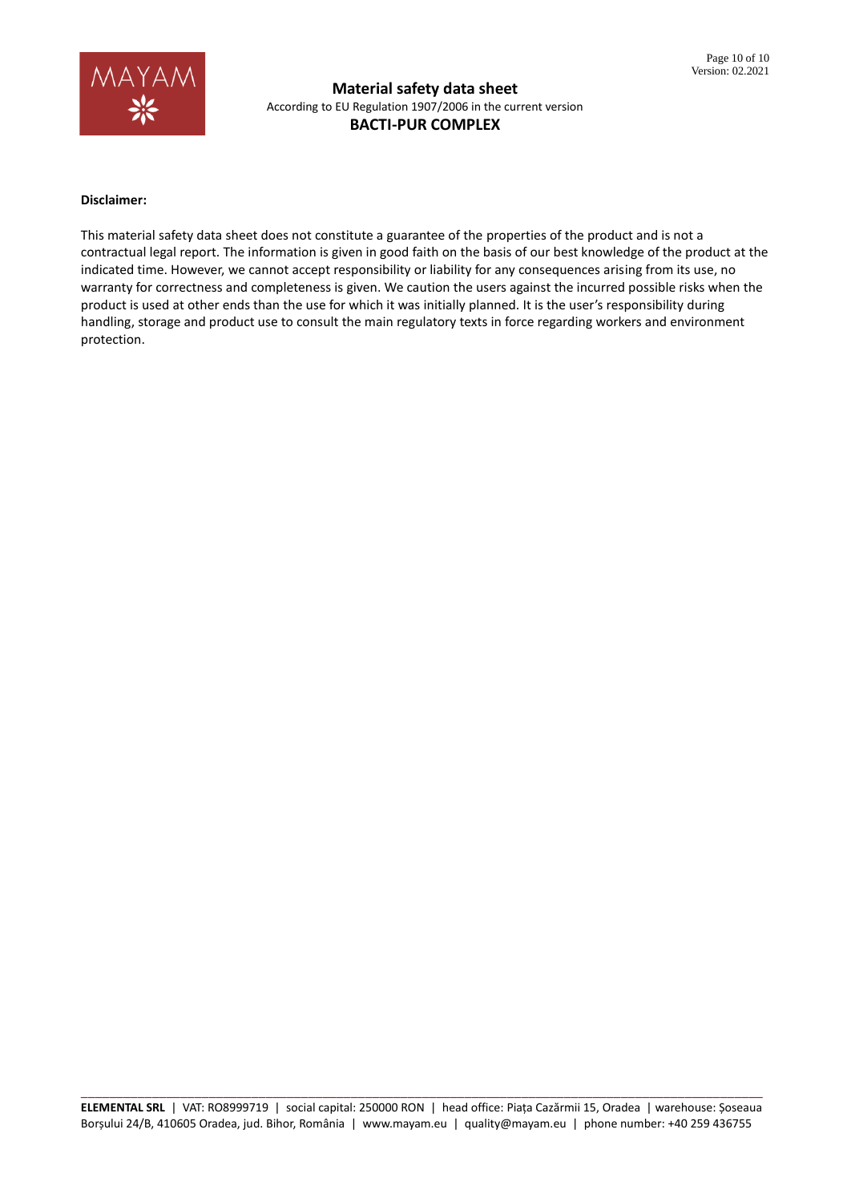**Disclaimer:**

This material safety data sheet does not constitute a guarantee of the properties of the product and is not a contractual legal report. The information is given in good faith on the basis of our best knowledge of the product at the indicated time. However, we cannot accept responsibility or liability for any consequences arising from its use, no warranty for correctness and completeness is given. We caution the users against the incurred possible risks when the product is used at other ends than the use for which it was initially planned. It is the user's responsibility during handling, storage and product use to consult the main regulatory texts in force regarding workers and environment protection.